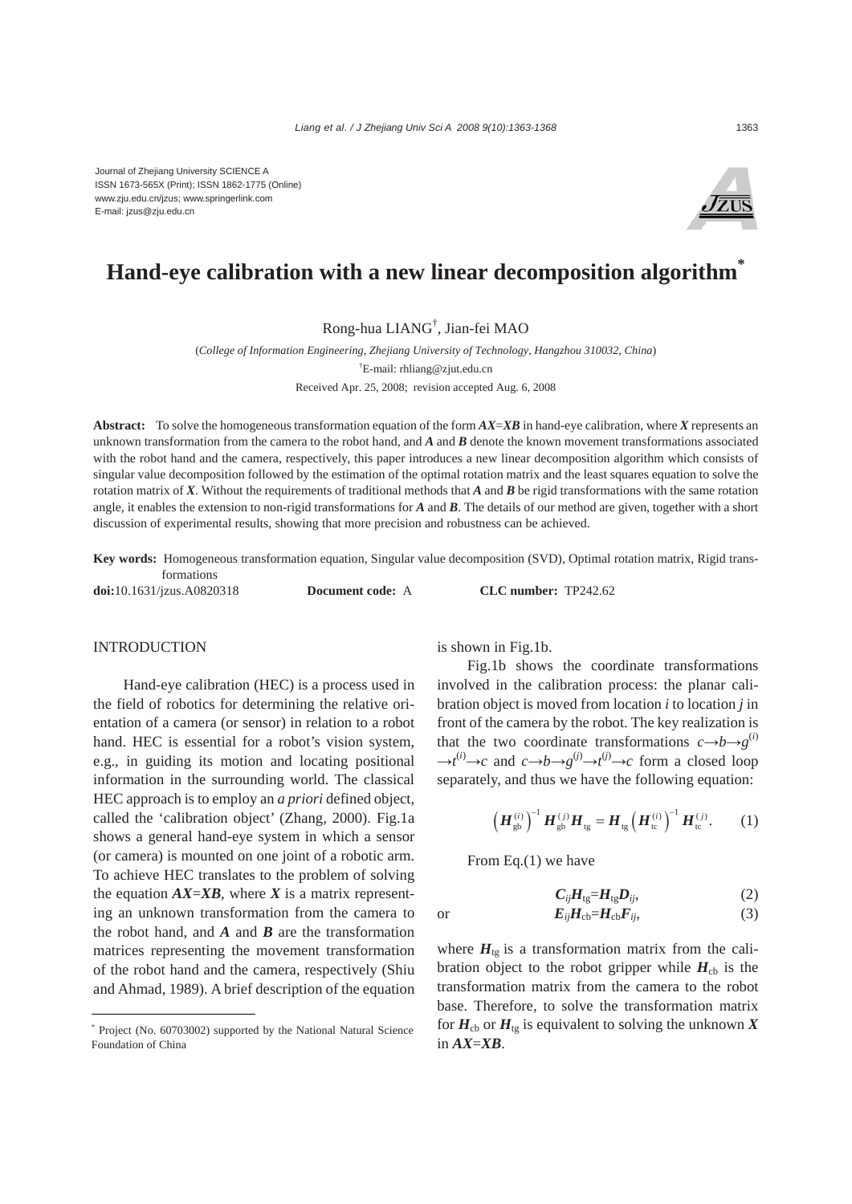Journal of Zhejiang University SCIENCE A
ISSN 1673-565X (Print); ISSN 1862-1775 (Online)
www.zju.edu.cn/jzus; www.springerlink.com
E-mail: jzus@zju.edu.cn

# Hand-eye calibration with a new linear decomposition algorithm*

Rong-hua LIANG†, Jian-fei MAO

(*College of Information Engineering, Zhejiang University of Technology, Hangzhou 310032, China*)

†E-mail: rhliang@zjut.edu.cn

Received Apr. 25, 2008; revision accepted Aug. 6, 2008

**Abstract:** To solve the homogeneous transformation equation of the form $\boldsymbol{AX}=\boldsymbol{XB}$ in hand-eye calibration, where $\boldsymbol{X}$ represents an unknown transformation from the camera to the robot hand, and $\boldsymbol{A}$ and $\boldsymbol{B}$ denote the known movement transformations associated with the robot hand and the camera, respectively, this paper introduces a new linear decomposition algorithm which consists of singular value decomposition followed by the estimation of the optimal rotation matrix and the least squares equation to solve the rotation matrix of $\boldsymbol{X}$. Without the requirements of traditional methods that $\boldsymbol{A}$ and $\boldsymbol{B}$ be rigid transformations with the same rotation angle, it enables the extension to non-rigid transformations for $\boldsymbol{A}$ and $\boldsymbol{B}$. The details of our method are given, together with a short discussion of experimental results, showing that more precision and robustness can be achieved.

**Key words:** Homogeneous transformation equation, Singular value decomposition (SVD), Optimal rotation matrix, Rigid transformations

**doi:**10.1631/jzus.A0820318 **Document code:** A **CLC number:** TP242.62

## INTRODUCTION

Hand-eye calibration (HEC) is a process used in the field of robotics for determining the relative orientation of a camera (or sensor) in relation to a robot hand. HEC is essential for a robot's vision system, e.g., in guiding its motion and locating positional information in the surrounding world. The classical HEC approach is to employ an *a priori* defined object, called the 'calibration object' (Zhang, 2000). Fig.1a shows a general hand-eye system in which a sensor (or camera) is mounted on one joint of a robotic arm. To achieve HEC translates to the problem of solving the equation $\boldsymbol{AX}=\boldsymbol{XB}$, where $\boldsymbol{X}$ is a matrix representing an unknown transformation from the camera to the robot hand, and $\boldsymbol{A}$ and $\boldsymbol{B}$ are the transformation matrices representing the movement transformation of the robot hand and the camera, respectively (Shiu and Ahmad, 1989). A brief description of the equation is shown in Fig.1b.

Fig.1b shows the coordinate transformations involved in the calibration process: the planar calibration object is moved from location $i$ to location $j$ in front of the camera by the robot. The key realization is that the two coordinate transformations $c\rightarrow b\rightarrow g^{(i)}\rightarrow t^{(i)}\rightarrow c$ and $c\rightarrow b\rightarrow g^{(j)}\rightarrow t^{(j)}\rightarrow c$ form a closed loop separately, and thus we have the following equation:

$$\left(\boldsymbol{H}_{\mathrm{gb}}^{(i)}\right)^{-1}\boldsymbol{H}_{\mathrm{gb}}^{(j)}\boldsymbol{H}_{\mathrm{tg}}=\boldsymbol{H}_{\mathrm{tg}}\left(\boldsymbol{H}_{\mathrm{tc}}^{(i)}\right)^{-1}\boldsymbol{H}_{\mathrm{tc}}^{(j)}. \quad (1)$$

From Eq.(1) we have

$$\boldsymbol{C}_{ij}\boldsymbol{H}_{\mathrm{tg}}=\boldsymbol{H}_{\mathrm{tg}}\boldsymbol{D}_{ij}, \quad (2)$$

or

$$\boldsymbol{E}_{ij}\boldsymbol{H}_{\mathrm{cb}}=\boldsymbol{H}_{\mathrm{cb}}\boldsymbol{F}_{ij}, \quad (3)$$

where $\boldsymbol{H}_{\mathrm{tg}}$ is a transformation matrix from the calibration object to the robot gripper while $\boldsymbol{H}_{\mathrm{cb}}$ is the transformation matrix from the camera to the robot base. Therefore, to solve the transformation matrix for $\boldsymbol{H}_{\mathrm{cb}}$ or $\boldsymbol{H}_{\mathrm{tg}}$ is equivalent to solving the unknown $\boldsymbol{X}$ in $\boldsymbol{AX}=\boldsymbol{XB}$.

---

* Project (No. 60703002) supported by the National Natural Science Foundation of China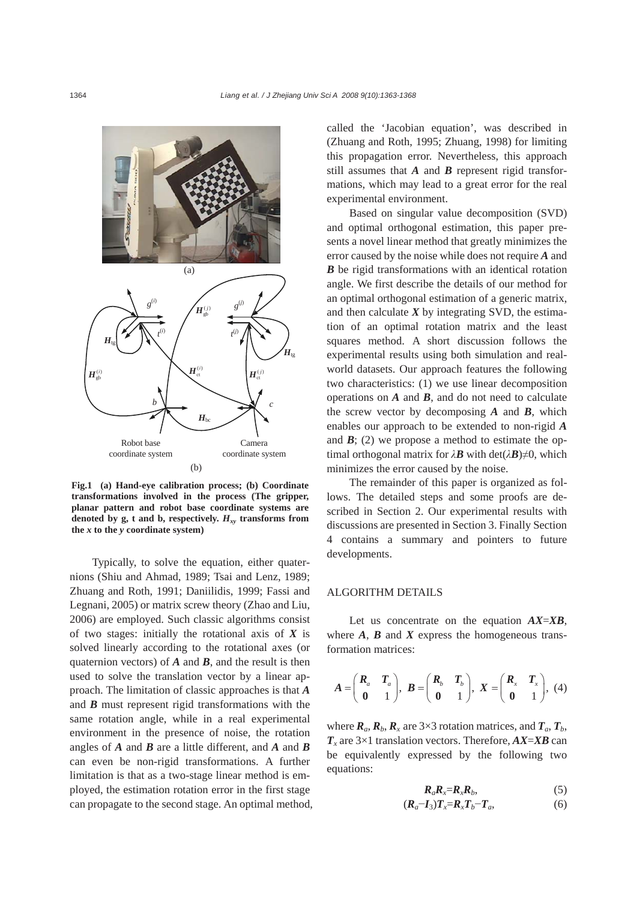Fig.1 (a) Hand-eye calibration process; (b) Coordinate transformations involved in the process (The gripper, planar pattern and robot base coordinate systems are denoted by g, t and b, respectively. $H_{xy}$ transforms from the $x$ to the $y$ coordinate system)

Typically, to solve the equation, either quaternions (Shiu and Ahmad, 1989; Tsai and Lenz, 1989; Zhuang and Roth, 1991; Daniilidis, 1999; Fassi and Legnani, 2005) or matrix screw theory (Zhao and Liu, 2006) are employed. Such classic algorithms consist of two stages: initially the rotational axis of $\boldsymbol{X}$ is solved linearly according to the rotational axes (or quaternion vectors) of $\boldsymbol{A}$ and $\boldsymbol{B}$, and the result is then used to solve the translation vector by a linear approach. The limitation of classic approaches is that $\boldsymbol{A}$ and $\boldsymbol{B}$ must represent rigid transformations with the same rotation angle, while in a real experimental environment in the presence of noise, the rotation angles of $\boldsymbol{A}$ and $\boldsymbol{B}$ are a little different, and $\boldsymbol{A}$ and $\boldsymbol{B}$ can even be non-rigid transformations. A further limitation is that as a two-stage linear method is employed, the estimation rotation error in the first stage can propagate to the second stage. An optimal method, called the 'Jacobian equation', was described in (Zhuang and Roth, 1995; Zhuang, 1998) for limiting this propagation error. Nevertheless, this approach still assumes that $\boldsymbol{A}$ and $\boldsymbol{B}$ represent rigid transformations, which may lead to a great error for the real experimental environment.

Based on singular value decomposition (SVD) and optimal orthogonal estimation, this paper presents a novel linear method that greatly minimizes the error caused by the noise while does not require $\boldsymbol{A}$ and $\boldsymbol{B}$ be rigid transformations with an identical rotation angle. We first describe the details of our method for an optimal orthogonal estimation of a generic matrix, and then calculate $\boldsymbol{X}$ by integrating SVD, the estimation of an optimal rotation matrix and the least squares method. A short discussion follows the experimental results using both simulation and real-world datasets. Our approach features the following two characteristics: (1) we use linear decomposition operations on $\boldsymbol{A}$ and $\boldsymbol{B}$, and do not need to calculate the screw vector by decomposing $\boldsymbol{A}$ and $\boldsymbol{B}$, which enables our approach to be extended to non-rigid $\boldsymbol{A}$ and $\boldsymbol{B}$; (2) we propose a method to estimate the optimal orthogonal matrix for $\lambda\boldsymbol{B}$ with $\det(\lambda\boldsymbol{B})\neq 0$, which minimizes the error caused by the noise.

The remainder of this paper is organized as follows. The detailed steps and some proofs are described in Section 2. Our experimental results with discussions are presented in Section 3. Finally Section 4 contains a summary and pointers to future developments.

## ALGORITHM DETAILS

Let us concentrate on the equation $\boldsymbol{AX}=\boldsymbol{XB}$, where $\boldsymbol{A}$, $\boldsymbol{B}$ and $\boldsymbol{X}$ express the homogeneous transformation matrices:

$$\boldsymbol{A}=\begin{pmatrix} \boldsymbol{R}_a & \boldsymbol{T}_a \\ \boldsymbol{0} & 1 \end{pmatrix},\ \boldsymbol{B}=\begin{pmatrix} \boldsymbol{R}_b & \boldsymbol{T}_b \\ \boldsymbol{0} & 1 \end{pmatrix},\ \boldsymbol{X}=\begin{pmatrix} \boldsymbol{R}_x & \boldsymbol{T}_x \\ \boldsymbol{0} & 1 \end{pmatrix},\quad (4)$$

where $\boldsymbol{R}_a$, $\boldsymbol{R}_b$, $\boldsymbol{R}_x$ are 3×3 rotation matrices, and $\boldsymbol{T}_a$, $\boldsymbol{T}_b$, $\boldsymbol{T}_x$ are 3×1 translation vectors. Therefore, $\boldsymbol{AX}=\boldsymbol{XB}$ can be equivalently expressed by the following two equations:

$$\boldsymbol{R}_a\boldsymbol{R}_x=\boldsymbol{R}_x\boldsymbol{R}_b,\quad (5)$$

$$(\boldsymbol{R}_a-\boldsymbol{I}_3)\boldsymbol{T}_x=\boldsymbol{R}_x\boldsymbol{T}_b-\boldsymbol{T}_a,\quad (6)$$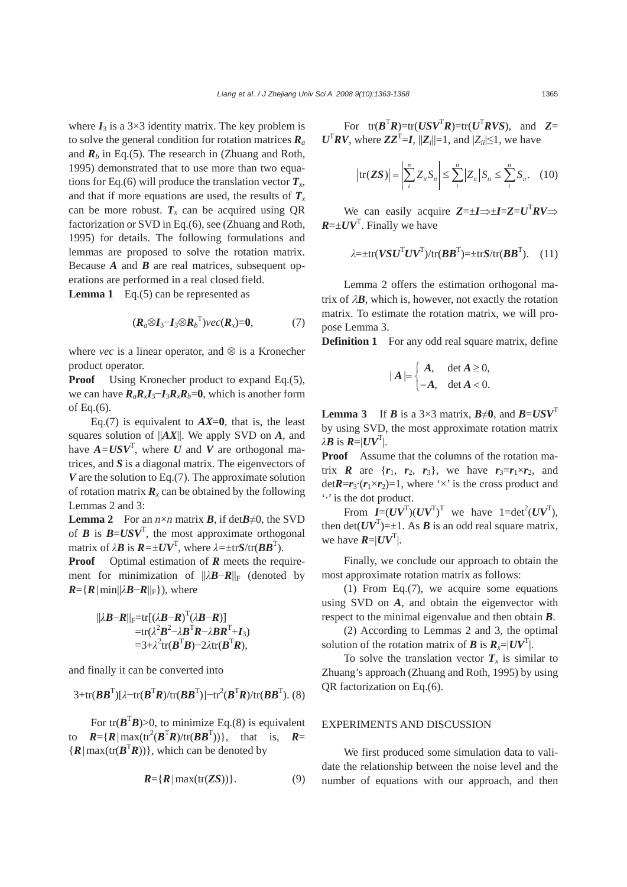where $\boldsymbol{I}_3$ is a 3×3 identity matrix. The key problem is to solve the general condition for rotation matrices $\boldsymbol{R}_a$ and $\boldsymbol{R}_b$ in Eq.(5). The research in (Zhuang and Roth, 1995) demonstrated that to use more than two equations for Eq.(6) will produce the translation vector $\boldsymbol{T}_x$, and that if more equations are used, the results of $\boldsymbol{T}_x$ can be more robust. $\boldsymbol{T}_x$ can be acquired using QR factorization or SVD in Eq.(6), see (Zhuang and Roth, 1995) for details. The following formulations and lemmas are proposed to solve the rotation matrix. Because $\boldsymbol{A}$ and $\boldsymbol{B}$ are real matrices, subsequent operations are performed in a real closed field.

**Lemma 1** Eq.(5) can be represented as

$$(\boldsymbol{R}_a\otimes\boldsymbol{I}_3-\boldsymbol{I}_3\otimes\boldsymbol{R}_b^{\mathrm{T}})vec(\boldsymbol{R}_x)=\boldsymbol{0}, \tag{7}$$

where *vec* is a linear operator, and ⊗ is a Kronecher product operator.

**Proof** Using Kronecher product to expand Eq.(5), we can have $\boldsymbol{R}_a\boldsymbol{R}_x\boldsymbol{I}_3-\boldsymbol{I}_3\boldsymbol{R}_x\boldsymbol{R}_b=\boldsymbol{0}$, which is another form of Eq.(6).

Eq.(7) is equivalent to $\boldsymbol{AX}=\boldsymbol{0}$, that is, the least squares solution of $\|\boldsymbol{AX}\|$. We apply SVD on $\boldsymbol{A}$, and have $\boldsymbol{A}=\boldsymbol{USV}^{\mathrm{T}}$, where $\boldsymbol{U}$ and $\boldsymbol{V}$ are orthogonal matrices, and $\boldsymbol{S}$ is a diagonal matrix. The eigenvectors of $\boldsymbol{V}$ are the solution to Eq.(7). The approximate solution of rotation matrix $\boldsymbol{R}_x$ can be obtained by the following Lemmas 2 and 3:

**Lemma 2** For an $n\times n$ matrix $\boldsymbol{B}$, if $\det\boldsymbol{B}\neq 0$, the SVD of $\boldsymbol{B}$ is $\boldsymbol{B}=\boldsymbol{USV}^{\mathrm{T}}$, the most approximate orthogonal matrix of $\lambda\boldsymbol{B}$ is $\boldsymbol{R}=\pm\boldsymbol{UV}^{\mathrm{T}}$, where $\lambda=\pm\mathrm{tr}\boldsymbol{S}/\mathrm{tr}(\boldsymbol{BB}^{\mathrm{T}})$.

**Proof** Optimal estimation of $\boldsymbol{R}$ meets the requirement for minimization of $\|\lambda\boldsymbol{B}-\boldsymbol{R}\|_{\mathrm{F}}$ (denoted by $\boldsymbol{R}=\{\boldsymbol{R}\,|\min\|\lambda\boldsymbol{B}-\boldsymbol{R}\|_{\mathrm{F}}\}$), where

$$\begin{aligned}\|\lambda\boldsymbol{B}-\boldsymbol{R}\|_{\mathrm{F}}&=\mathrm{tr}[(\lambda\boldsymbol{B}-\boldsymbol{R})^{\mathrm{T}}(\lambda\boldsymbol{B}-\boldsymbol{R})]\\&=\mathrm{tr}(\lambda^2\boldsymbol{B}^2-\lambda\boldsymbol{B}^{\mathrm{T}}\boldsymbol{R}-\lambda\boldsymbol{BR}^{\mathrm{T}}+\boldsymbol{I}_3)\\&=3+\lambda^2\mathrm{tr}(\boldsymbol{B}^{\mathrm{T}}\boldsymbol{B})-2\lambda\mathrm{tr}(\boldsymbol{B}^{\mathrm{T}}\boldsymbol{R}),\end{aligned}$$

and finally it can be converted into

$$3+\mathrm{tr}(\boldsymbol{BB}^{\mathrm{T}})[\lambda-\mathrm{tr}(\boldsymbol{B}^{\mathrm{T}}\boldsymbol{R})/\mathrm{tr}(\boldsymbol{BB}^{\mathrm{T}})]-\mathrm{tr}^2(\boldsymbol{B}^{\mathrm{T}}\boldsymbol{R})/\mathrm{tr}(\boldsymbol{BB}^{\mathrm{T}}). \tag{8}$$

For $\mathrm{tr}(\boldsymbol{B}^{\mathrm{T}}\boldsymbol{B})>0$, to minimize Eq.(8) is equivalent to $\boldsymbol{R}=\{\boldsymbol{R}\,|\max(\mathrm{tr}^2(\boldsymbol{B}^{\mathrm{T}}\boldsymbol{R})/\mathrm{tr}(\boldsymbol{BB}^{\mathrm{T}}))\}$, that is, $\boldsymbol{R}=\{\boldsymbol{R}\,|\max(\mathrm{tr}(\boldsymbol{B}^{\mathrm{T}}\boldsymbol{R}))\}$, which can be denoted by

$$\boldsymbol{R}=\{\boldsymbol{R}\,|\max(\mathrm{tr}(\boldsymbol{ZS}))\}. \tag{9}$$

For $\mathrm{tr}(\boldsymbol{B}^{\mathrm{T}}\boldsymbol{R})=\mathrm{tr}(\boldsymbol{USV}^{\mathrm{T}}\boldsymbol{R})=\mathrm{tr}(\boldsymbol{U}^{\mathrm{T}}\boldsymbol{RVS})$, and $\boldsymbol{Z}=\boldsymbol{U}^{\mathrm{T}}\boldsymbol{RV}$, where $\boldsymbol{ZZ}^{\mathrm{T}}=\boldsymbol{I}$, $\|\boldsymbol{Z}_i\|=1$, and $|Z_{ii}|\leq 1$, we have

$$\left|\mathrm{tr}(\boldsymbol{ZS})\right|=\left|\sum_i^n Z_{ii}S_{ii}\right|\leq\sum_i^n\left|Z_{ii}\right|S_{ii}\leq\sum_i^n S_{ii}. \tag{10}$$

We can easily acquire $\boldsymbol{Z}=\pm\boldsymbol{I}\Rightarrow\pm\boldsymbol{I}=\boldsymbol{Z}=\boldsymbol{U}^{\mathrm{T}}\boldsymbol{RV}\Rightarrow\boldsymbol{R}=\pm\boldsymbol{UV}^{\mathrm{T}}$. Finally we have

$$\lambda=\pm\mathrm{tr}(\boldsymbol{VSU}^{\mathrm{T}}\boldsymbol{UV}^{\mathrm{T}})/\mathrm{tr}(\boldsymbol{BB}^{\mathrm{T}})=\pm\mathrm{tr}\boldsymbol{S}/\mathrm{tr}(\boldsymbol{BB}^{\mathrm{T}}). \tag{11}$$

Lemma 2 offers the estimation orthogonal matrix of $\lambda\boldsymbol{B}$, which is, however, not exactly the rotation matrix. To estimate the rotation matrix, we will propose Lemma 3.

**Definition 1** For any odd real square matrix, define

$$|\boldsymbol{A}|=\begin{cases}\boldsymbol{A}, & \det\boldsymbol{A}\geq 0,\\-\boldsymbol{A}, & \det\boldsymbol{A}<0.\end{cases}$$

**Lemma 3** If $\boldsymbol{B}$ is a 3×3 matrix, $\boldsymbol{B}\neq\boldsymbol{0}$, and $\boldsymbol{B}=\boldsymbol{USV}^{\mathrm{T}}$ by using SVD, the most approximate rotation matrix $\lambda\boldsymbol{B}$ is $\boldsymbol{R}=|\boldsymbol{UV}^{\mathrm{T}}|$.

**Proof** Assume that the columns of the rotation matrix $\boldsymbol{R}$ are $\{\boldsymbol{r}_1, \boldsymbol{r}_2, \boldsymbol{r}_3\}$, we have $\boldsymbol{r}_3=\boldsymbol{r}_1\times\boldsymbol{r}_2$, and $\det\boldsymbol{R}=\boldsymbol{r}_3\cdot(\boldsymbol{r}_1\times\boldsymbol{r}_2)=1$, where '×' is the cross product and '·' is the dot product.

From $\boldsymbol{I}=(\boldsymbol{UV}^{\mathrm{T}})(\boldsymbol{UV}^{\mathrm{T}})^{\mathrm{T}}$ we have $1=\det^2(\boldsymbol{UV}^{\mathrm{T}})$, then $\det(\boldsymbol{UV}^{\mathrm{T}})=\pm1$. As $\boldsymbol{B}$ is an odd real square matrix, we have $\boldsymbol{R}=|\boldsymbol{UV}^{\mathrm{T}}|$.

Finally, we conclude our approach to obtain the most approximate rotation matrix as follows:

(1) From Eq.(7), we acquire some equations using SVD on $\boldsymbol{A}$, and obtain the eigenvector with respect to the minimal eigenvalue and then obtain $\boldsymbol{B}$.

(2) According to Lemmas 2 and 3, the optimal solution of the rotation matrix of $\boldsymbol{B}$ is $\boldsymbol{R}_x=|\boldsymbol{UV}^{\mathrm{T}}|$.

To solve the translation vector $\boldsymbol{T}_x$ is similar to Zhuang's approach (Zhuang and Roth, 1995) by using QR factorization on Eq.(6).

## EXPERIMENTS AND DISCUSSION

We first produced some simulation data to validate the relationship between the noise level and the number of equations with our approach, and then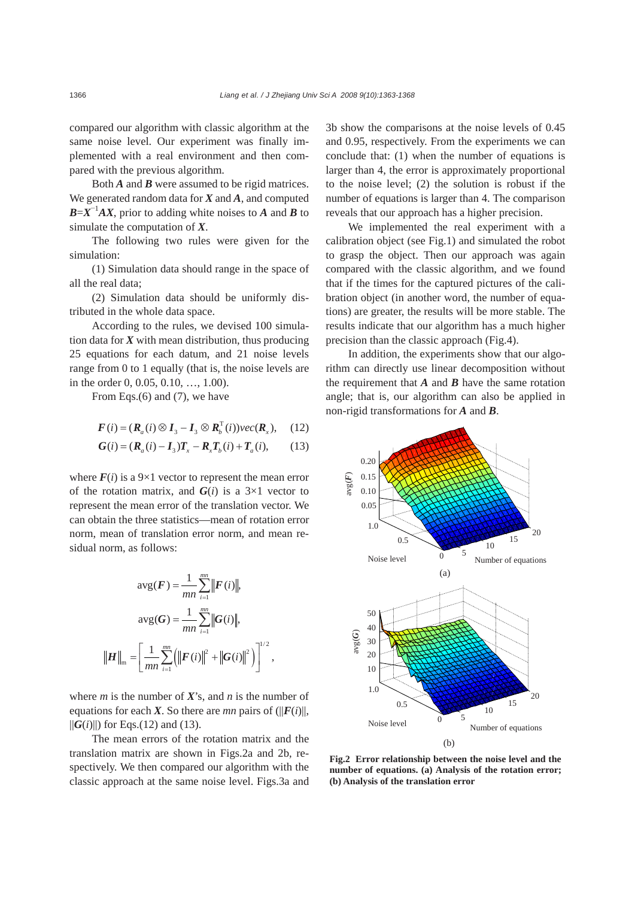compared our algorithm with classic algorithm at the same noise level. Our experiment was finally implemented with a real environment and then compared with the previous algorithm.

Both $\boldsymbol{A}$ and $\boldsymbol{B}$ were assumed to be rigid matrices. We generated random data for $\boldsymbol{X}$ and $\boldsymbol{A}$, and computed $\boldsymbol{B}=\boldsymbol{X}^{-1}\boldsymbol{A}\boldsymbol{X}$, prior to adding white noises to $\boldsymbol{A}$ and $\boldsymbol{B}$ to simulate the computation of $\boldsymbol{X}$.

The following two rules were given for the simulation:

(1) Simulation data should range in the space of all the real data;

(2) Simulation data should be uniformly distributed in the whole data space.

According to the rules, we devised 100 simulation data for $\boldsymbol{X}$ with mean distribution, thus producing 25 equations for each datum, and 21 noise levels range from 0 to 1 equally (that is, the noise levels are in the order 0, 0.05, 0.10, …, 1.00).

From Eqs.(6) and (7), we have

$$\boldsymbol{F}(i)=(\boldsymbol{R}_a(i)\otimes \boldsymbol{I}_3-\boldsymbol{I}_3\otimes \boldsymbol{R}_b^{\mathrm{T}}(i))vec(\boldsymbol{R}_x), \quad (12)$$

$$\boldsymbol{G}(i)=(\boldsymbol{R}_a(i)-\boldsymbol{I}_3)\boldsymbol{T}_x-\boldsymbol{R}_x\boldsymbol{T}_b(i)+\boldsymbol{T}_a(i), \quad (13)$$

where $\boldsymbol{F}(i)$ is a 9×1 vector to represent the mean error of the rotation matrix, and $\boldsymbol{G}(i)$ is a 3×1 vector to represent the mean error of the translation vector. We can obtain the three statistics—mean of rotation error norm, mean of translation error norm, and mean residual norm, as follows:

$$\mathrm{avg}(\boldsymbol{F})=\frac{1}{mn}\sum_{i=1}^{mn}\|\boldsymbol{F}(i)\|,$$

$$\mathrm{avg}(\boldsymbol{G})=\frac{1}{mn}\sum_{i=1}^{mn}\|\boldsymbol{G}(i)\|,$$

$$\|\boldsymbol{H}\|_{\mathrm{m}}=\left[\frac{1}{mn}\sum_{i=1}^{mn}\left(\|\boldsymbol{F}(i)\|^2+\|\boldsymbol{G}(i)\|^2\right)\right]^{1/2},$$

where $m$ is the number of $\boldsymbol{X}$'s, and $n$ is the number of equations for each $\boldsymbol{X}$. So there are $mn$ pairs of ($\|\boldsymbol{F}(i)\|$, $\|\boldsymbol{G}(i)\|$) for Eqs.(12) and (13).

The mean errors of the rotation matrix and the translation matrix are shown in Figs.2a and 2b, respectively. We then compared our algorithm with the classic approach at the same noise level. Figs.3a and 3b show the comparisons at the noise levels of 0.45 and 0.95, respectively. From the experiments we can conclude that: (1) when the number of equations is larger than 4, the error is approximately proportional to the noise level; (2) the solution is robust if the number of equations is larger than 4. The comparison reveals that our approach has a higher precision.

We implemented the real experiment with a calibration object (see Fig.1) and simulated the robot to grasp the object. Then our approach was again compared with the classic algorithm, and we found that if the times for the captured pictures of the calibration object (in another word, the number of equations) are greater, the results will be more stable. The results indicate that our algorithm has a much higher precision than the classic approach (Fig.4).

In addition, the experiments show that our algorithm can directly use linear decomposition without the requirement that $\boldsymbol{A}$ and $\boldsymbol{B}$ have the same rotation angle; that is, our algorithm can also be applied in non-rigid transformations for $\boldsymbol{A}$ and $\boldsymbol{B}$.

**Fig.2 Error relationship between the noise level and the number of equations. (a) Analysis of the rotation error; (b) Analysis of the translation error**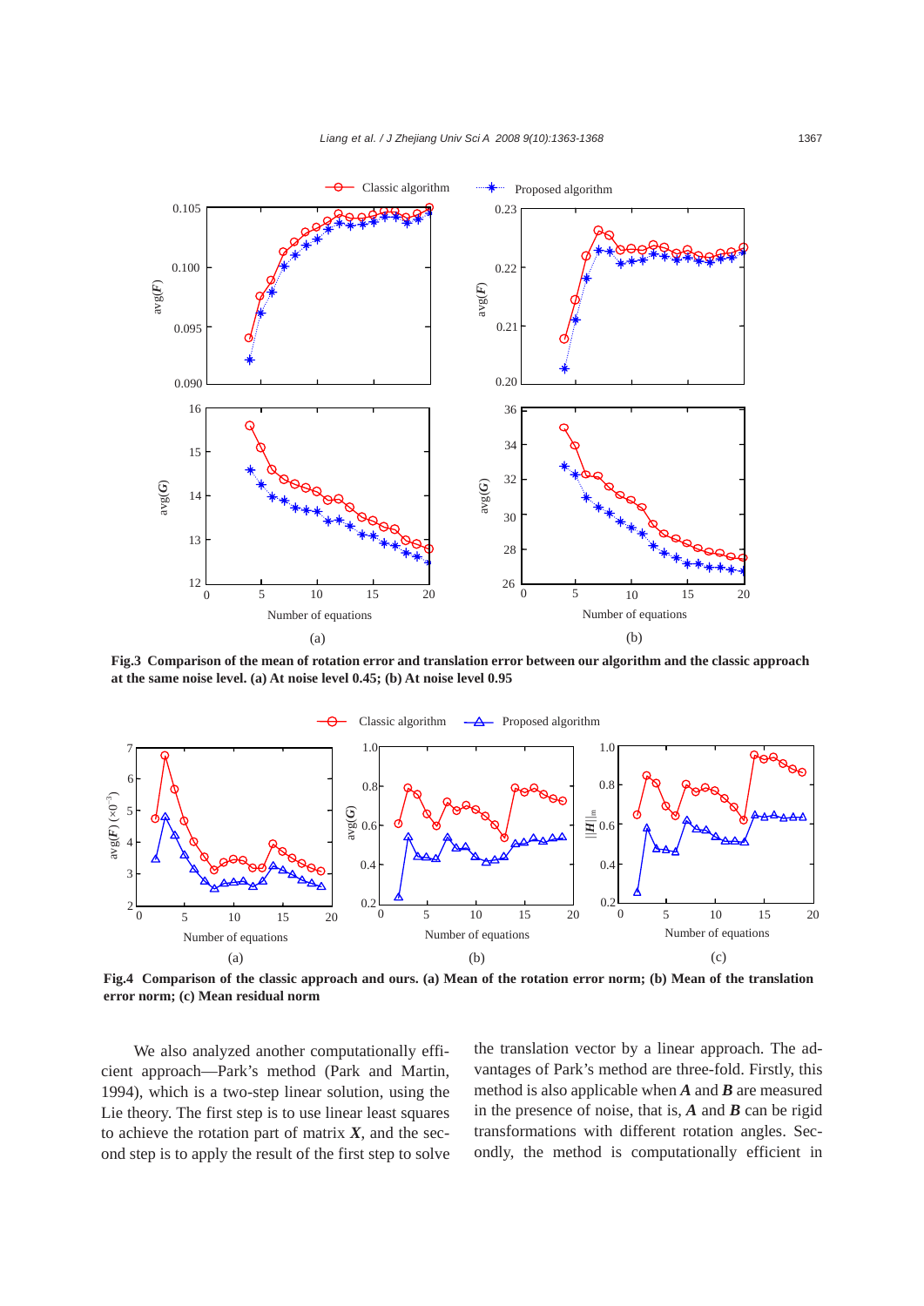Fig.3 **Comparison of the mean of rotation error and translation error between our algorithm and the classic approach at the same noise level. (a) At noise level 0.45; (b) At noise level 0.95**

Fig.4 **Comparison of the classic approach and ours. (a) Mean of the rotation error norm; (b) Mean of the translation error norm; (c) Mean residual norm**

We also analyzed another computationally efficient approach—Park's method (Park and Martin, 1994), which is a two-step linear solution, using the Lie theory. The first step is to use linear least squares to achieve the rotation part of matrix $\boldsymbol{X}$, and the second step is to apply the result of the first step to solve the translation vector by a linear approach. The advantages of Park's method are three-fold. Firstly, this method is also applicable when $\boldsymbol{A}$ and $\boldsymbol{B}$ are measured in the presence of noise, that is, $\boldsymbol{A}$ and $\boldsymbol{B}$ can be rigid transformations with different rotation angles. Secondly, the method is computationally efficient in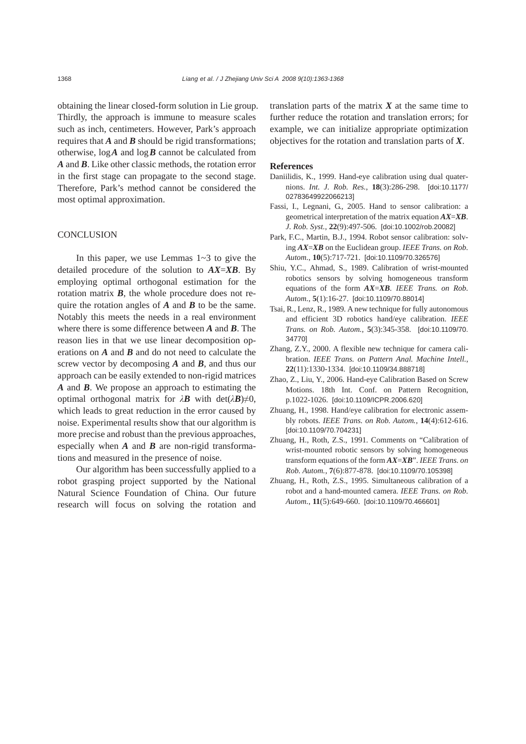obtaining the linear closed-form solution in Lie group. Thirdly, the approach is immune to measure scales such as inch, centimeters. However, Park's approach requires that $\boldsymbol{A}$ and $\boldsymbol{B}$ should be rigid transformations; otherwise, $\log\boldsymbol{A}$ and $\log\boldsymbol{B}$ cannot be calculated from $\boldsymbol{A}$ and $\boldsymbol{B}$. Like other classic methods, the rotation error in the first stage can propagate to the second stage. Therefore, Park's method cannot be considered the most optimal approximation.

## CONCLUSION

In this paper, we use Lemmas 1~3 to give the detailed procedure of the solution to $\boldsymbol{AX}=\boldsymbol{XB}$. By employing optimal orthogonal estimation for the rotation matrix $\boldsymbol{B}$, the whole procedure does not require the rotation angles of $\boldsymbol{A}$ and $\boldsymbol{B}$ to be the same. Notably this meets the needs in a real environment where there is some difference between $\boldsymbol{A}$ and $\boldsymbol{B}$. The reason lies in that we use linear decomposition operations on $\boldsymbol{A}$ and $\boldsymbol{B}$ and do not need to calculate the screw vector by decomposing $\boldsymbol{A}$ and $\boldsymbol{B}$, and thus our approach can be easily extended to non-rigid matrices $\boldsymbol{A}$ and $\boldsymbol{B}$. We propose an approach to estimating the optimal orthogonal matrix for $\lambda\boldsymbol{B}$ with $\det(\lambda\boldsymbol{B})\neq 0$, which leads to great reduction in the error caused by noise. Experimental results show that our algorithm is more precise and robust than the previous approaches, especially when $\boldsymbol{A}$ and $\boldsymbol{B}$ are non-rigid transformations and measured in the presence of noise.

Our algorithm has been successfully applied to a robot grasping project supported by the National Natural Science Foundation of China. Our future research will focus on solving the rotation and translation parts of the matrix $\boldsymbol{X}$ at the same time to further reduce the rotation and translation errors; for example, we can initialize appropriate optimization objectives for the rotation and translation parts of $\boldsymbol{X}$.

## References

Daniilidis, K., 1999. Hand-eye calibration using dual quaternions. *Int. J. Rob. Res.*, **18**(3):286-298. [doi:10.1177/02783649922066213]

Fassi, I., Legnani, G., 2005. Hand to sensor calibration: a geometrical interpretation of the matrix equation $\boldsymbol{AX}=\boldsymbol{XB}$. *J. Rob. Syst.*, **22**(9):497-506. [doi:10.1002/rob.20082]

Park, F.C., Martin, B.J., 1994. Robot sensor calibration: solving $\boldsymbol{AX}=\boldsymbol{XB}$ on the Euclidean group. *IEEE Trans. on Rob. Autom.*, **10**(5):717-721. [doi:10.1109/70.326576]

Shiu, Y.C., Ahmad, S., 1989. Calibration of wrist-mounted robotics sensors by solving homogeneous transform equations of the form $\boldsymbol{AX}=\boldsymbol{XB}$. *IEEE Trans. on Rob. Autom.*, **5**(1):16-27. [doi:10.1109/70.88014]

Tsai, R., Lenz, R., 1989. A new technique for fully autonomous and efficient 3D robotics hand/eye calibration. *IEEE Trans. on Rob. Autom.*, **5**(3):345-358. [doi:10.1109/70.34770]

Zhang, Z.Y., 2000. A flexible new technique for camera calibration. *IEEE Trans. on Pattern Anal. Machine Intell.*, **22**(11):1330-1334. [doi:10.1109/34.888718]

Zhao, Z., Liu, Y., 2006. Hand-eye Calibration Based on Screw Motions. 18th Int. Conf. on Pattern Recognition, p.1022-1026. [doi:10.1109/ICPR.2006.620]

Zhuang, H., 1998. Hand/eye calibration for electronic assembly robots. *IEEE Trans. on Rob. Autom.*, **14**(4):612-616. [doi:10.1109/70.704231]

Zhuang, H., Roth, Z.S., 1991. Comments on "Calibration of wrist-mounted robotic sensors by solving homogeneous transform equations of the form $\boldsymbol{AX}=\boldsymbol{XB}$". *IEEE Trans. on Rob. Autom.*, **7**(6):877-878. [doi:10.1109/70.105398]

Zhuang, H., Roth, Z.S., 1995. Simultaneous calibration of a robot and a hand-mounted camera. *IEEE Trans. on Rob. Autom.*, **11**(5):649-660. [doi:10.1109/70.466601]